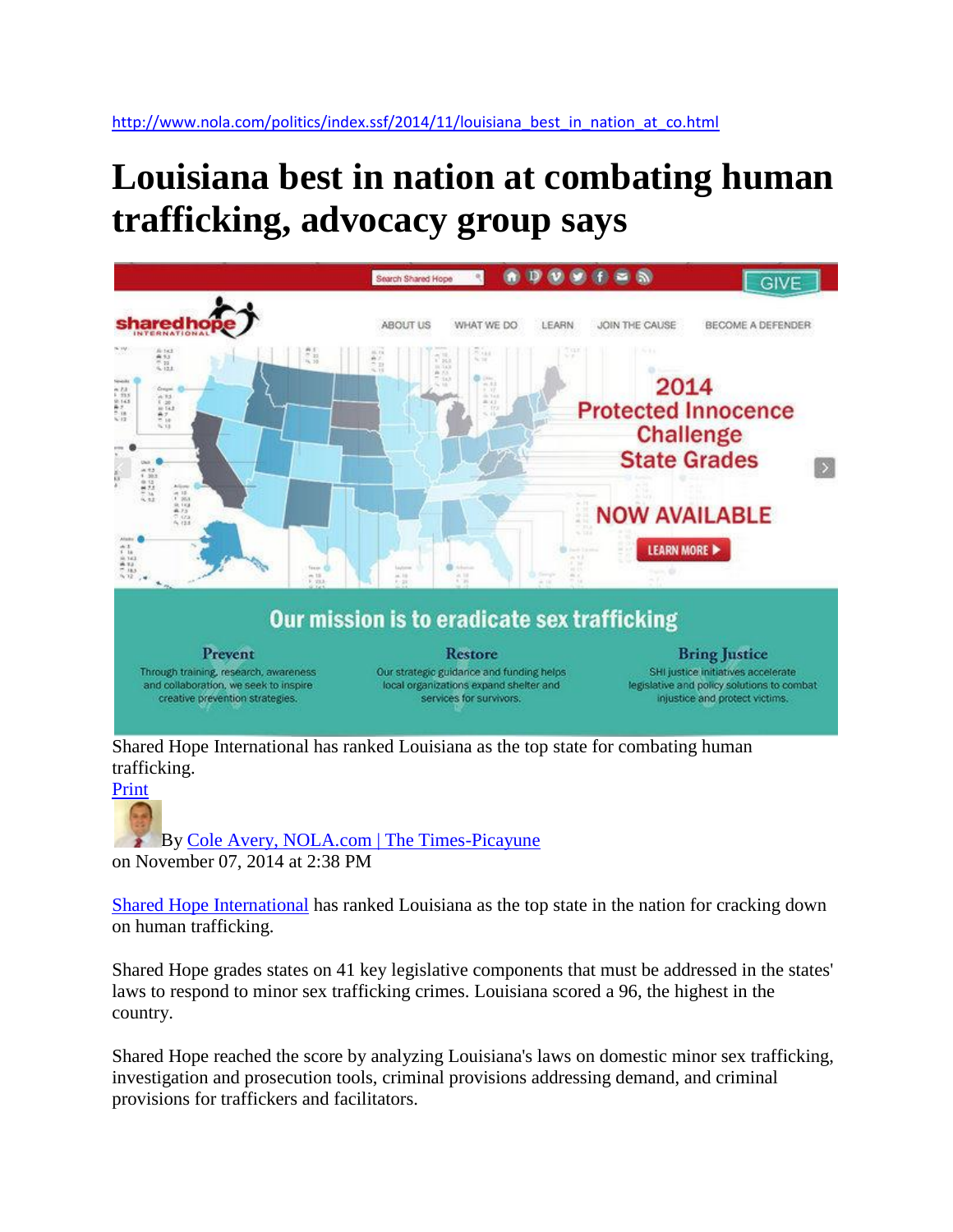http://www.nola.com/politics/index.ssf/2014/11/louisiana_best_in_nation_at_co.html

# Louisiana best in nation at combating human trafficking, advocacy group says

Shared Hope International has ranked Louisiana as the top state for combating human trafficking.

Print

By Cole Avery, NOLA.com | The Times-Picayune
on November 07, 2014 at 2:38 PM

Shared Hope International has ranked Louisiana as the top state in the nation for cracking down on human trafficking.

Shared Hope grades states on 41 key legislative components that must be addressed in the states' laws to respond to minor sex trafficking crimes. Louisiana scored a 96, the highest in the country.

Shared Hope reached the score by analyzing Louisiana's laws on domestic minor sex trafficking, investigation and prosecution tools, criminal provisions addressing demand, and criminal provisions for traffickers and facilitators.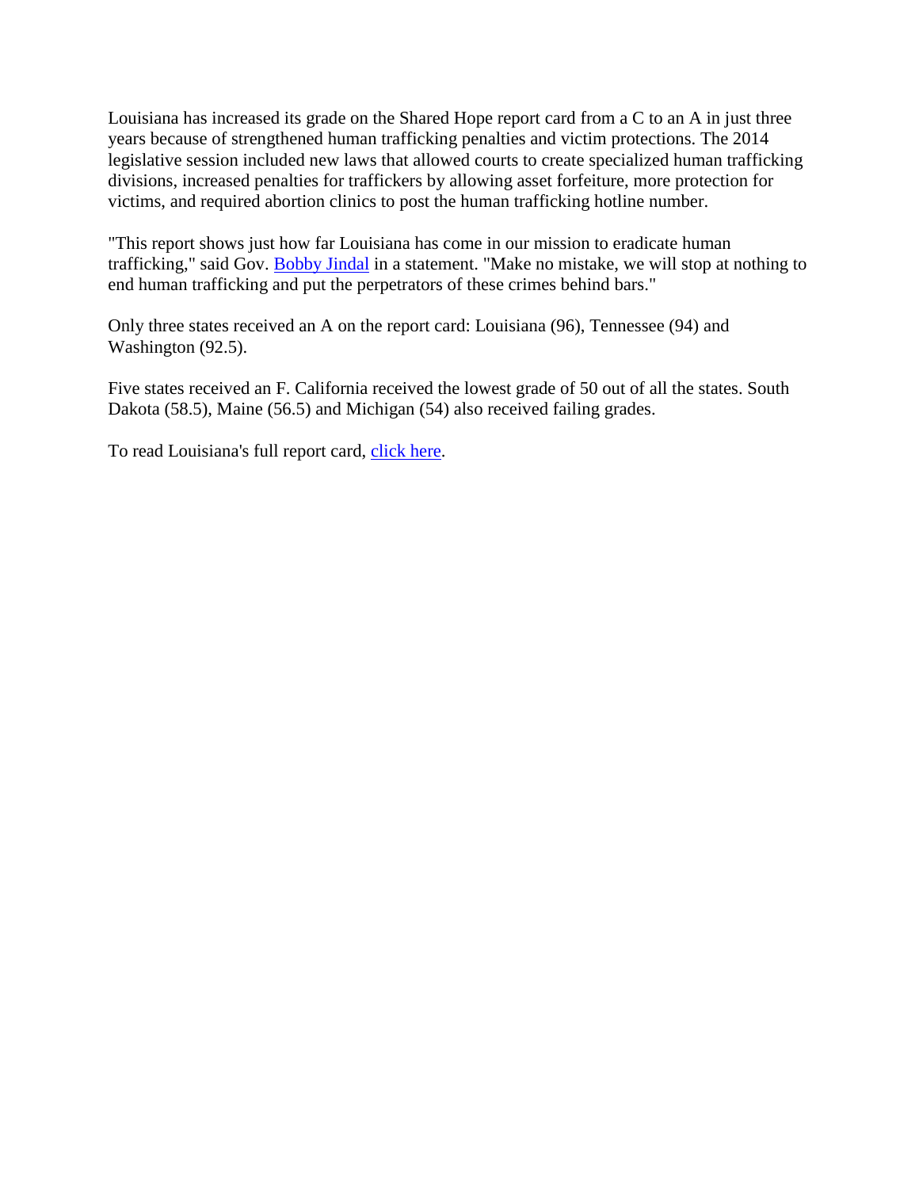Louisiana has increased its grade on the Shared Hope report card from a C to an A in just three years because of strengthened human trafficking penalties and victim protections. The 2014 legislative session included new laws that allowed courts to create specialized human trafficking divisions, increased penalties for traffickers by allowing asset forfeiture, more protection for victims, and required abortion clinics to post the human trafficking hotline number.

"This report shows just how far Louisiana has come in our mission to eradicate human trafficking," said Gov. Bobby Jindal in a statement. "Make no mistake, we will stop at nothing to end human trafficking and put the perpetrators of these crimes behind bars."

Only three states received an A on the report card: Louisiana (96), Tennessee (94) and Washington (92.5).

Five states received an F. California received the lowest grade of 50 out of all the states. South Dakota (58.5), Maine (56.5) and Michigan (54) also received failing grades.

To read Louisiana's full report card, click here.